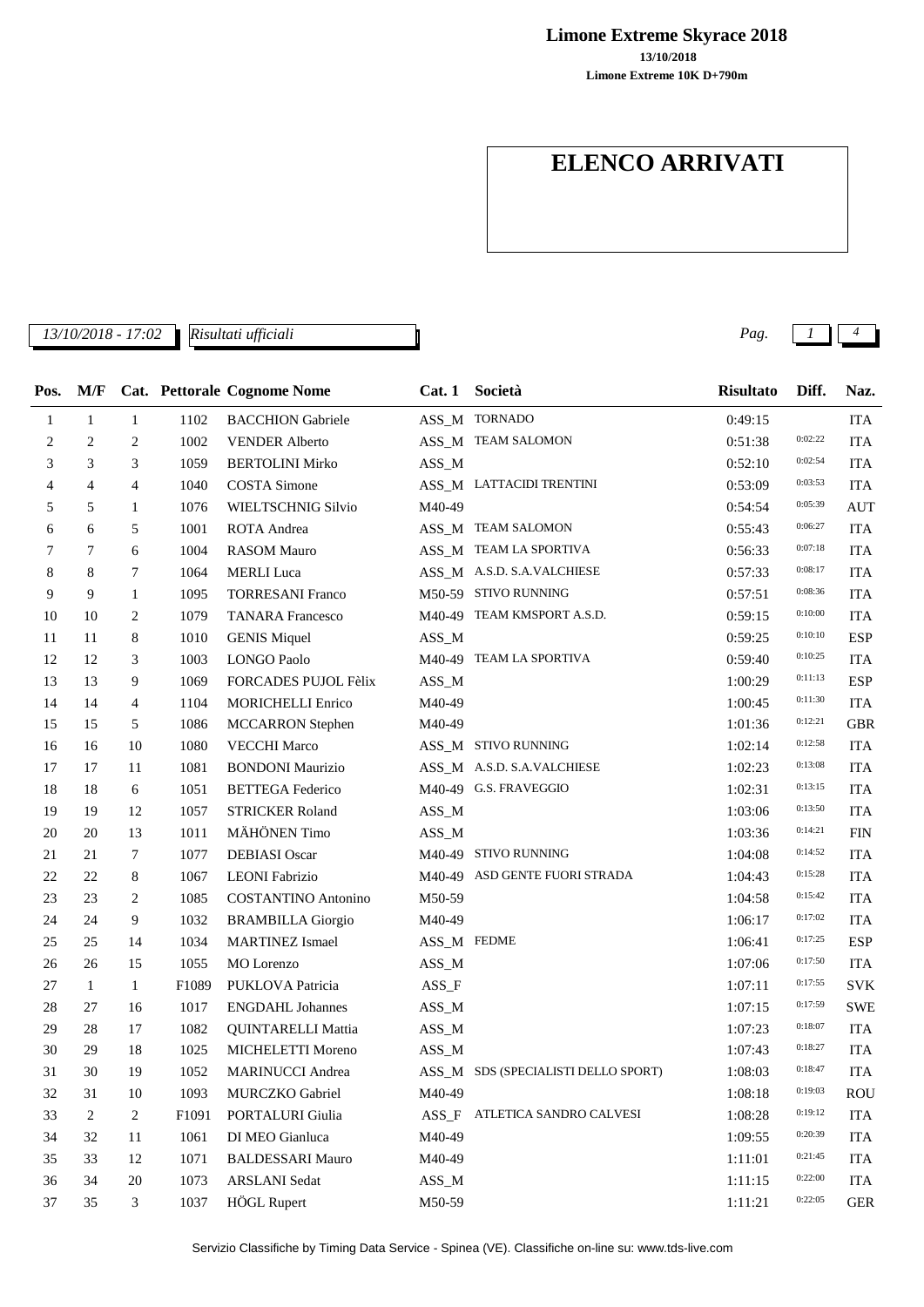**Limone Extreme Skyrace 2018**

**13/10/2018**

**Limone Extreme 10K D+790m**

# ELENCO ARRIVATI

*13/10/2018 - 17:02* *Risultati ufficiali*

| Pos. | M/F | Cat. | Pettorale | Cognome Nome | Cat. 1 | Società | Risultato | Diff. | Naz. |
|---|---|---|---|---|---|---|---|---|---|
| 1 | 1 | 1 | 1102 | BACCHION Gabriele | ASS_M | TORNADO | 0:49:15 | | ITA |
| 2 | 2 | 2 | 1002 | VENDER Alberto | ASS_M | TEAM SALOMON | 0:51:38 | 0:02:22 | ITA |
| 3 | 3 | 3 | 1059 | BERTOLINI Mirko | ASS_M | | 0:52:10 | 0:02:54 | ITA |
| 4 | 4 | 4 | 1040 | COSTA Simone | ASS_M | LATTACIDI TRENTINI | 0:53:09 | 0:03:53 | ITA |
| 5 | 5 | 1 | 1076 | WIELTSCHNIG Silvio | M40-49 | | 0:54:54 | 0:05:39 | AUT |
| 6 | 6 | 5 | 1001 | ROTA Andrea | ASS_M | TEAM SALOMON | 0:55:43 | 0:06:27 | ITA |
| 7 | 7 | 6 | 1004 | RASOM Mauro | ASS_M | TEAM LA SPORTIVA | 0:56:33 | 0:07:18 | ITA |
| 8 | 8 | 7 | 1064 | MERLI Luca | ASS_M | A.S.D. S.A.VALCHIESE | 0:57:33 | 0:08:17 | ITA |
| 9 | 9 | 1 | 1095 | TORRESANI Franco | M50-59 | STIVO RUNNING | 0:57:51 | 0:08:36 | ITA |
| 10 | 10 | 2 | 1079 | TANARA Francesco | M40-49 | TEAM KMSPORT A.S.D. | 0:59:15 | 0:10:00 | ITA |
| 11 | 11 | 8 | 1010 | GENIS Miquel | ASS_M | | 0:59:25 | 0:10:10 | ESP |
| 12 | 12 | 3 | 1003 | LONGO Paolo | M40-49 | TEAM LA SPORTIVA | 0:59:40 | 0:10:25 | ITA |
| 13 | 13 | 9 | 1069 | FORCADES PUJOL Fèlix | ASS_M | | 1:00:29 | 0:11:13 | ESP |
| 14 | 14 | 4 | 1104 | MORICHELLI Enrico | M40-49 | | 1:00:45 | 0:11:30 | ITA |
| 15 | 15 | 5 | 1086 | MCCARRON Stephen | M40-49 | | 1:01:36 | 0:12:21 | GBR |
| 16 | 16 | 10 | 1080 | VECCHI Marco | ASS_M | STIVO RUNNING | 1:02:14 | 0:12:58 | ITA |
| 17 | 17 | 11 | 1081 | BONDONI Maurizio | ASS_M | A.S.D. S.A.VALCHIESE | 1:02:23 | 0:13:08 | ITA |
| 18 | 18 | 6 | 1051 | BETTEGA Federico | M40-49 | G.S. FRAVEGGIO | 1:02:31 | 0:13:15 | ITA |
| 19 | 19 | 12 | 1057 | STRICKER Roland | ASS_M | | 1:03:06 | 0:13:50 | ITA |
| 20 | 20 | 13 | 1011 | MÄHÖNEN Timo | ASS_M | | 1:03:36 | 0:14:21 | FIN |
| 21 | 21 | 7 | 1077 | DEBIASI Oscar | M40-49 | STIVO RUNNING | 1:04:08 | 0:14:52 | ITA |
| 22 | 22 | 8 | 1067 | LEONI Fabrizio | M40-49 | ASD GENTE FUORI STRADA | 1:04:43 | 0:15:28 | ITA |
| 23 | 23 | 2 | 1085 | COSTANTINO Antonino | M50-59 | | 1:04:58 | 0:15:42 | ITA |
| 24 | 24 | 9 | 1032 | BRAMBILLA Giorgio | M40-49 | | 1:06:17 | 0:17:02 | ITA |
| 25 | 25 | 14 | 1034 | MARTINEZ Ismael | ASS_M | FEDME | 1:06:41 | 0:17:25 | ESP |
| 26 | 26 | 15 | 1055 | MO Lorenzo | ASS_M | | 1:07:06 | 0:17:50 | ITA |
| 27 | 1 | 1 | F1089 | PUKLOVA Patricia | ASS_F | | 1:07:11 | 0:17:55 | SVK |
| 28 | 27 | 16 | 1017 | ENGDAHL Johannes | ASS_M | | 1:07:15 | 0:17:59 | SWE |
| 29 | 28 | 17 | 1082 | QUINTARELLI Mattia | ASS_M | | 1:07:23 | 0:18:07 | ITA |
| 30 | 29 | 18 | 1025 | MICHELETTI Moreno | ASS_M | | 1:07:43 | 0:18:27 | ITA |
| 31 | 30 | 19 | 1052 | MARINUCCI Andrea | ASS_M | SDS (SPECIALISTI DELLO SPORT) | 1:08:03 | 0:18:47 | ITA |
| 32 | 31 | 10 | 1093 | MURCZKO Gabriel | M40-49 | | 1:08:18 | 0:19:03 | ROU |
| 33 | 2 | 2 | F1091 | PORTALURI Giulia | ASS_F | ATLETICA SANDRO CALVESI | 1:08:28 | 0:19:12 | ITA |
| 34 | 32 | 11 | 1061 | DI MEO Gianluca | M40-49 | | 1:09:55 | 0:20:39 | ITA |
| 35 | 33 | 12 | 1071 | BALDESSARI Mauro | M40-49 | | 1:11:01 | 0:21:45 | ITA |
| 36 | 34 | 20 | 1073 | ARSLANI Sedat | ASS_M | | 1:11:15 | 0:22:00 | ITA |
| 37 | 35 | 3 | 1037 | HÖGL Rupert | M50-59 | | 1:11:21 | 0:22:05 | GER |

Servizio Classifiche by Timing Data Service - Spinea (VE). Classifiche on-line su: www.tds-live.com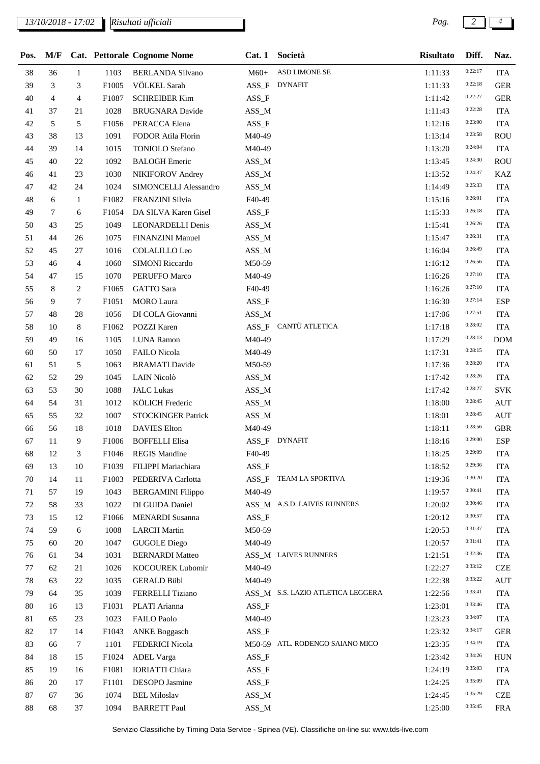| Pos. | M/F | Cat. | Pettorale | Cognome Nome | Cat. 1 | Società | Risultato | Diff. | Naz. |
|---|---|---|---|---|---|---|---|---|---|
| 38 | 36 | 1 | 1103 | BERLANDA Silvano | M60+ | ASD LIMONE SE | 1:11:33 | 0:22:17 | ITA |
| 39 | 3 | 3 | F1005 | VÖLKEL Sarah | ASS_F | DYNAFIT | 1:11:33 | 0:22:18 | GER |
| 40 | 4 | 4 | F1087 | SCHREIBER Kim | ASS_F | | 1:11:42 | 0:22:27 | GER |
| 41 | 37 | 21 | 1028 | BRUGNARA Davide | ASS_M | | 1:11:43 | 0:22:28 | ITA |
| 42 | 5 | 5 | F1056 | PERACCA Elena | ASS_F | | 1:12:16 | 0:23:00 | ITA |
| 43 | 38 | 13 | 1091 | FODOR Atila Florin | M40-49 | | 1:13:14 | 0:23:58 | ROU |
| 44 | 39 | 14 | 1015 | TONIOLO Stefano | M40-49 | | 1:13:20 | 0:24:04 | ITA |
| 45 | 40 | 22 | 1092 | BALOGH Emeric | ASS_M | | 1:13:45 | 0:24:30 | ROU |
| 46 | 41 | 23 | 1030 | NIKIFOROV Andrey | ASS_M | | 1:13:52 | 0:24:37 | KAZ |
| 47 | 42 | 24 | 1024 | SIMONCELLI Alessandro | ASS_M | | 1:14:49 | 0:25:33 | ITA |
| 48 | 6 | 1 | F1082 | FRANZINI Silvia | F40-49 | | 1:15:16 | 0:26:01 | ITA |
| 49 | 7 | 6 | F1054 | DA SILVA Karen Gisel | ASS_F | | 1:15:33 | 0:26:18 | ITA |
| 50 | 43 | 25 | 1049 | LEONARDELLI Denis | ASS_M | | 1:15:41 | 0:26:26 | ITA |
| 51 | 44 | 26 | 1075 | FINANZINI Manuel | ASS_M | | 1:15:47 | 0:26:31 | ITA |
| 52 | 45 | 27 | 1016 | COLALILLO Leo | ASS_M | | 1:16:04 | 0:26:49 | ITA |
| 53 | 46 | 4 | 1060 | SIMONI Riccardo | M50-59 | | 1:16:12 | 0:26:56 | ITA |
| 54 | 47 | 15 | 1070 | PERUFFO Marco | M40-49 | | 1:16:26 | 0:27:10 | ITA |
| 55 | 8 | 2 | F1065 | GATTO Sara | F40-49 | | 1:16:26 | 0:27:10 | ITA |
| 56 | 9 | 7 | F1051 | MORO Laura | ASS_F | | 1:16:30 | 0:27:14 | ESP |
| 57 | 48 | 28 | 1056 | DI COLA Giovanni | ASS_M | | 1:17:06 | 0:27:51 | ITA |
| 58 | 10 | 8 | F1062 | POZZI Karen | ASS_F | CANTÙ ATLETICA | 1:17:18 | 0:28:02 | ITA |
| 59 | 49 | 16 | 1105 | LUNA Ramon | M40-49 | | 1:17:29 | 0:28:13 | DOM |
| 60 | 50 | 17 | 1050 | FAILO Nicola | M40-49 | | 1:17:31 | 0:28:15 | ITA |
| 61 | 51 | 5 | 1063 | BRAMATI Davide | M50-59 | | 1:17:36 | 0:28:20 | ITA |
| 62 | 52 | 29 | 1045 | LAIN Nicolò | ASS_M | | 1:17:42 | 0:28:26 | ITA |
| 63 | 53 | 30 | 1088 | JALC Lukas | ASS_M | | 1:17:42 | 0:28:27 | SVK |
| 64 | 54 | 31 | 1012 | KÖLICH Frederic | ASS_M | | 1:18:00 | 0:28:45 | AUT |
| 65 | 55 | 32 | 1007 | STOCKINGER Patrick | ASS_M | | 1:18:01 | 0:28:45 | AUT |
| 66 | 56 | 18 | 1018 | DAVIES Elton | M40-49 | | 1:18:11 | 0:28:56 | GBR |
| 67 | 11 | 9 | F1006 | BOFFELLI Elisa | ASS_F | DYNAFIT | 1:18:16 | 0:29:00 | ESP |
| 68 | 12 | 3 | F1046 | REGIS Mandine | F40-49 | | 1:18:25 | 0:29:09 | ITA |
| 69 | 13 | 10 | F1039 | FILIPPI Mariachiara | ASS_F | | 1:18:52 | 0:29:36 | ITA |
| 70 | 14 | 11 | F1003 | PEDERIVA Carlotta | ASS_F | TEAM LA SPORTIVA | 1:19:36 | 0:30:20 | ITA |
| 71 | 57 | 19 | 1043 | BERGAMINI Filippo | M40-49 | | 1:19:57 | 0:30:41 | ITA |
| 72 | 58 | 33 | 1022 | DI GUIDA Daniel | ASS_M | A.S.D. LAIVES RUNNERS | 1:20:02 | 0:30:46 | ITA |
| 73 | 15 | 12 | F1066 | MENARDI Susanna | ASS_F | | 1:20:12 | 0:30:57 | ITA |
| 74 | 59 | 6 | 1008 | LARCH Martin | M50-59 | | 1:20:53 | 0:31:37 | ITA |
| 75 | 60 | 20 | 1047 | GUGOLE Diego | M40-49 | | 1:20:57 | 0:31:41 | ITA |
| 76 | 61 | 34 | 1031 | BERNARDI Matteo | ASS_M | LAIVES RUNNERS | 1:21:51 | 0:32:36 | ITA |
| 77 | 62 | 21 | 1026 | KOCOUREK Lubomír | M40-49 | | 1:22:27 | 0:33:12 | CZE |
| 78 | 63 | 22 | 1035 | GERALD Bübl | M40-49 | | 1:22:38 | 0:33:22 | AUT |
| 79 | 64 | 35 | 1039 | FERRELLI Tiziano | ASS_M | S.S. LAZIO ATLETICA LEGGERA | 1:22:56 | 0:33:41 | ITA |
| 80 | 16 | 13 | F1031 | PLATI Arianna | ASS_F | | 1:23:01 | 0:33:46 | ITA |
| 81 | 65 | 23 | 1023 | FAILO Paolo | M40-49 | | 1:23:23 | 0:34:07 | ITA |
| 82 | 17 | 14 | F1043 | ANKE Boggasch | ASS_F | | 1:23:32 | 0:34:17 | GER |
| 83 | 66 | 7 | 1101 | FEDERICI Nicola | M50-59 | ATL. RODENGO SAIANO MICO | 1:23:35 | 0:34:19 | ITA |
| 84 | 18 | 15 | F1024 | ADEL Varga | ASS_F | | 1:23:42 | 0:34:26 | HUN |
| 85 | 19 | 16 | F1081 | IORIATTI Chiara | ASS_F | | 1:24:19 | 0:35:03 | ITA |
| 86 | 20 | 17 | F1101 | DESOPO Jasmine | ASS_F | | 1:24:25 | 0:35:09 | ITA |
| 87 | 67 | 36 | 1074 | BEL Miloslav | ASS_M | | 1:24:45 | 0:35:29 | CZE |
| 88 | 68 | 37 | 1094 | BARRETT Paul | ASS_M | | 1:25:00 | 0:35:45 | FRA |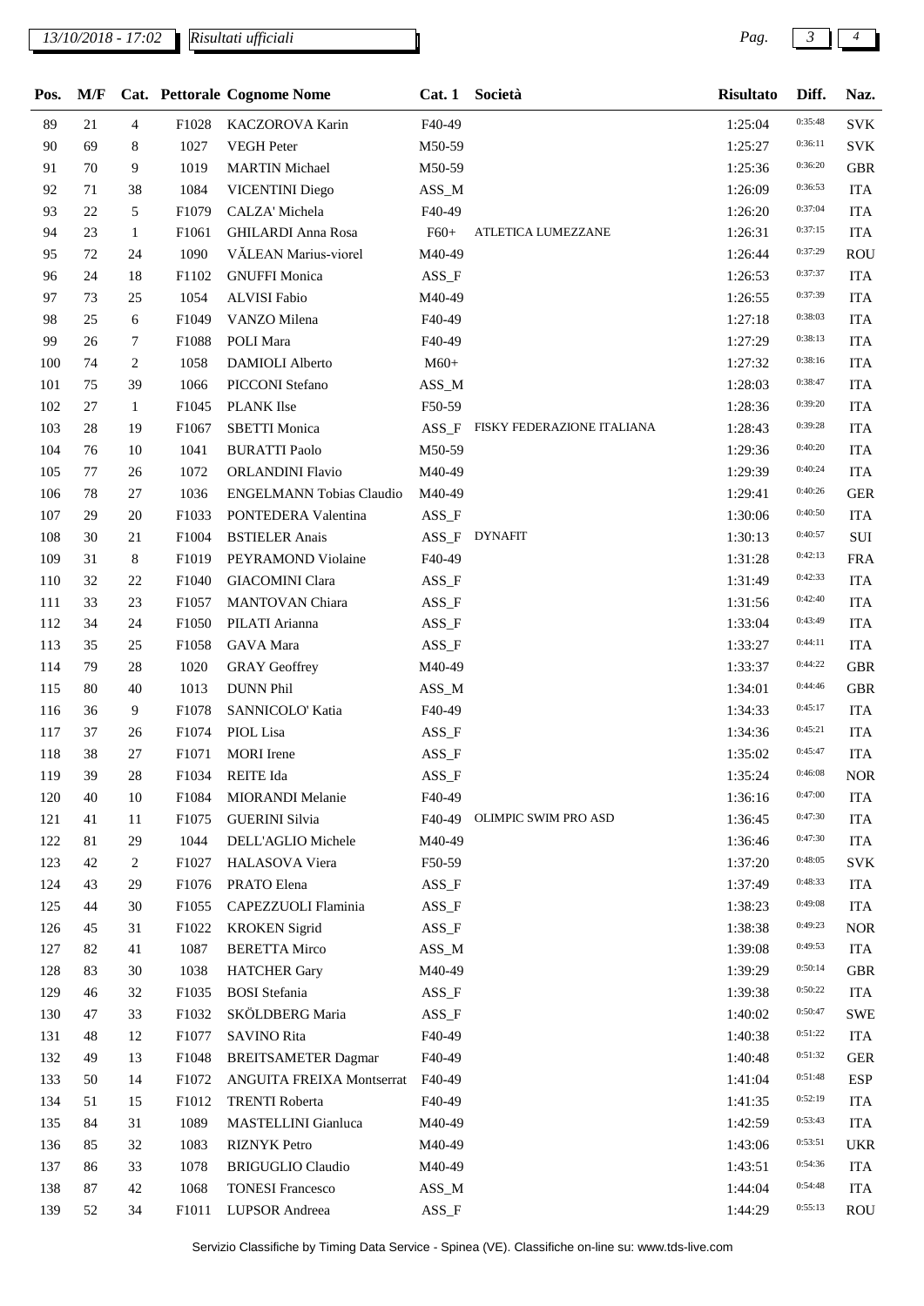| Pos. | M/F | Cat. | Pettorale | Cognome Nome | Cat. 1 | Società | Risultato | Diff. | Naz. |
|---|---|---|---|---|---|---|---|---|---|
| 89 | 21 | 4 | F1028 | KACZOROVA Karin | F40-49 | | 1:25:04 | 0:35:48 | SVK |
| 90 | 69 | 8 | 1027 | VEGH Peter | M50-59 | | 1:25:27 | 0:36:11 | SVK |
| 91 | 70 | 9 | 1019 | MARTIN Michael | M50-59 | | 1:25:36 | 0:36:20 | GBR |
| 92 | 71 | 38 | 1084 | VICENTINI Diego | ASS_M | | 1:26:09 | 0:36:53 | ITA |
| 93 | 22 | 5 | F1079 | CALZA' Michela | F40-49 | | 1:26:20 | 0:37:04 | ITA |
| 94 | 23 | 1 | F1061 | GHILARDI Anna Rosa | F60+ | ATLETICA LUMEZZANE | 1:26:31 | 0:37:15 | ITA |
| 95 | 72 | 24 | 1090 | VĂLEAN Marius-viorel | M40-49 | | 1:26:44 | 0:37:29 | ROU |
| 96 | 24 | 18 | F1102 | GNUFFI Monica | ASS_F | | 1:26:53 | 0:37:37 | ITA |
| 97 | 73 | 25 | 1054 | ALVISI Fabio | M40-49 | | 1:26:55 | 0:37:39 | ITA |
| 98 | 25 | 6 | F1049 | VANZO Milena | F40-49 | | 1:27:18 | 0:38:03 | ITA |
| 99 | 26 | 7 | F1088 | POLI Mara | F40-49 | | 1:27:29 | 0:38:13 | ITA |
| 100 | 74 | 2 | 1058 | DAMIOLI Alberto | M60+ | | 1:27:32 | 0:38:16 | ITA |
| 101 | 75 | 39 | 1066 | PICCONI Stefano | ASS_M | | 1:28:03 | 0:38:47 | ITA |
| 102 | 27 | 1 | F1045 | PLANK Ilse | F50-59 | | 1:28:36 | 0:39:20 | ITA |
| 103 | 28 | 19 | F1067 | SBETTI Monica | ASS_F | FISKY FEDERAZIONE ITALIANA | 1:28:43 | 0:39:28 | ITA |
| 104 | 76 | 10 | 1041 | BURATTI Paolo | M50-59 | | 1:29:36 | 0:40:20 | ITA |
| 105 | 77 | 26 | 1072 | ORLANDINI Flavio | M40-49 | | 1:29:39 | 0:40:24 | ITA |
| 106 | 78 | 27 | 1036 | ENGELMANN Tobias Claudio | M40-49 | | 1:29:41 | 0:40:26 | GER |
| 107 | 29 | 20 | F1033 | PONTEDERA Valentina | ASS_F | | 1:30:06 | 0:40:50 | ITA |
| 108 | 30 | 21 | F1004 | BSTIELER Anais | ASS_F | DYNAFIT | 1:30:13 | 0:40:57 | SUI |
| 109 | 31 | 8 | F1019 | PEYRAMOND Violaine | F40-49 | | 1:31:28 | 0:42:13 | FRA |
| 110 | 32 | 22 | F1040 | GIACOMINI Clara | ASS_F | | 1:31:49 | 0:42:33 | ITA |
| 111 | 33 | 23 | F1057 | MANTOVAN Chiara | ASS_F | | 1:31:56 | 0:42:40 | ITA |
| 112 | 34 | 24 | F1050 | PILATI Arianna | ASS_F | | 1:33:04 | 0:43:49 | ITA |
| 113 | 35 | 25 | F1058 | GAVA Mara | ASS_F | | 1:33:27 | 0:44:11 | ITA |
| 114 | 79 | 28 | 1020 | GRAY Geoffrey | M40-49 | | 1:33:37 | 0:44:22 | GBR |
| 115 | 80 | 40 | 1013 | DUNN Phil | ASS_M | | 1:34:01 | 0:44:46 | GBR |
| 116 | 36 | 9 | F1078 | SANNICOLO' Katia | F40-49 | | 1:34:33 | 0:45:17 | ITA |
| 117 | 37 | 26 | F1074 | PIOL Lisa | ASS_F | | 1:34:36 | 0:45:21 | ITA |
| 118 | 38 | 27 | F1071 | MORI Irene | ASS_F | | 1:35:02 | 0:45:47 | ITA |
| 119 | 39 | 28 | F1034 | REITE Ida | ASS_F | | 1:35:24 | 0:46:08 | NOR |
| 120 | 40 | 10 | F1084 | MIORANDI Melanie | F40-49 | | 1:36:16 | 0:47:00 | ITA |
| 121 | 41 | 11 | F1075 | GUERINI Silvia | F40-49 | OLIMPIC SWIM PRO ASD | 1:36:45 | 0:47:30 | ITA |
| 122 | 81 | 29 | 1044 | DELL'AGLIO Michele | M40-49 | | 1:36:46 | 0:47:30 | ITA |
| 123 | 42 | 2 | F1027 | HALASOVA Viera | F50-59 | | 1:37:20 | 0:48:05 | SVK |
| 124 | 43 | 29 | F1076 | PRATO Elena | ASS_F | | 1:37:49 | 0:48:33 | ITA |
| 125 | 44 | 30 | F1055 | CAPEZZUOLI Flaminia | ASS_F | | 1:38:23 | 0:49:08 | ITA |
| 126 | 45 | 31 | F1022 | KROKEN Sigrid | ASS_F | | 1:38:38 | 0:49:23 | NOR |
| 127 | 82 | 41 | 1087 | BERETTA Mirco | ASS_M | | 1:39:08 | 0:49:53 | ITA |
| 128 | 83 | 30 | 1038 | HATCHER Gary | M40-49 | | 1:39:29 | 0:50:14 | GBR |
| 129 | 46 | 32 | F1035 | BOSI Stefania | ASS_F | | 1:39:38 | 0:50:22 | ITA |
| 130 | 47 | 33 | F1032 | SKÖLDBERG Maria | ASS_F | | 1:40:02 | 0:50:47 | SWE |
| 131 | 48 | 12 | F1077 | SAVINO Rita | F40-49 | | 1:40:38 | 0:51:22 | ITA |
| 132 | 49 | 13 | F1048 | BREITSAMETER Dagmar | F40-49 | | 1:40:48 | 0:51:32 | GER |
| 133 | 50 | 14 | F1072 | ANGUITA FREIXA Montserrat | F40-49 | | 1:41:04 | 0:51:48 | ESP |
| 134 | 51 | 15 | F1012 | TRENTI Roberta | F40-49 | | 1:41:35 | 0:52:19 | ITA |
| 135 | 84 | 31 | 1089 | MASTELLINI Gianluca | M40-49 | | 1:42:59 | 0:53:43 | ITA |
| 136 | 85 | 32 | 1083 | RIZNYK Petro | M40-49 | | 1:43:06 | 0:53:51 | UKR |
| 137 | 86 | 33 | 1078 | BRIGUGLIO Claudio | M40-49 | | 1:43:51 | 0:54:36 | ITA |
| 138 | 87 | 42 | 1068 | TONESI Francesco | ASS_M | | 1:44:04 | 0:54:48 | ITA |
| 139 | 52 | 34 | F1011 | LUPSOR Andreea | ASS_F | | 1:44:29 | 0:55:13 | ROU |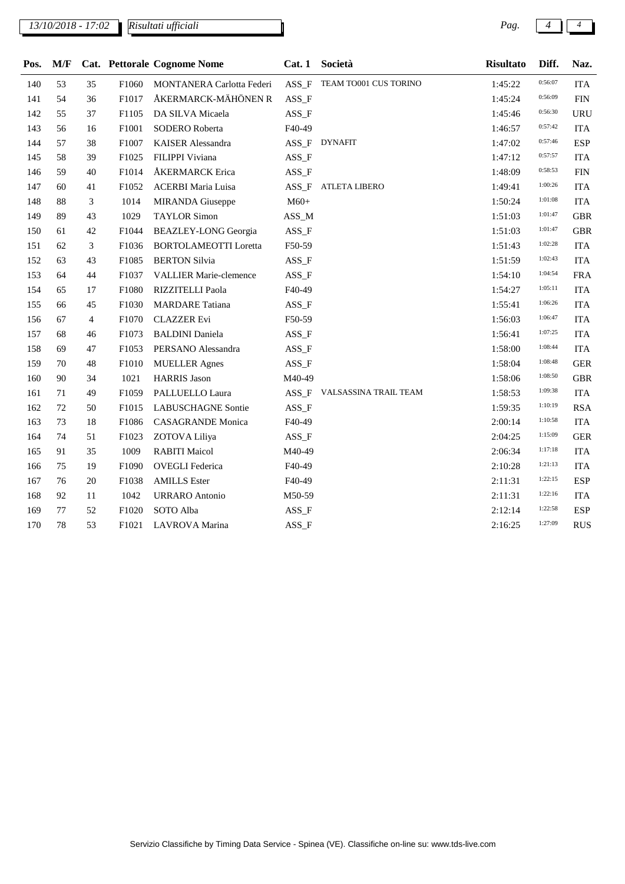| Pos. | M/F | Cat. | Pettorale | Cognome Nome | Cat. 1 | Società | Risultato | Diff. | Naz. |
|---|---|---|---|---|---|---|---|---|---|
| 140 | 53 | 35 | F1060 | MONTANERA Carlotta Federi | ASS_F | TEAM TO001 CUS TORINO | 1:45:22 | 0:56:07 | ITA |
| 141 | 54 | 36 | F1017 | ÅKERMARCK-MÄHÖNEN R | ASS_F | | 1:45:24 | 0:56:09 | FIN |
| 142 | 55 | 37 | F1105 | DA SILVA Micaela | ASS_F | | 1:45:46 | 0:56:30 | URU |
| 143 | 56 | 16 | F1001 | SODERO Roberta | F40-49 | | 1:46:57 | 0:57:42 | ITA |
| 144 | 57 | 38 | F1007 | KAISER Alessandra | ASS_F | DYNAFIT | 1:47:02 | 0:57:46 | ESP |
| 145 | 58 | 39 | F1025 | FILIPPI Viviana | ASS_F | | 1:47:12 | 0:57:57 | ITA |
| 146 | 59 | 40 | F1014 | ÅKERMARCK Erica | ASS_F | | 1:48:09 | 0:58:53 | FIN |
| 147 | 60 | 41 | F1052 | ACERBI Maria Luisa | ASS_F | ATLETA LIBERO | 1:49:41 | 1:00:26 | ITA |
| 148 | 88 | 3 | 1014 | MIRANDA Giuseppe | M60+ | | 1:50:24 | 1:01:08 | ITA |
| 149 | 89 | 43 | 1029 | TAYLOR Simon | ASS_M | | 1:51:03 | 1:01:47 | GBR |
| 150 | 61 | 42 | F1044 | BEAZLEY-LONG Georgia | ASS_F | | 1:51:03 | 1:01:47 | GBR |
| 151 | 62 | 3 | F1036 | BORTOLAMEOTTI Loretta | F50-59 | | 1:51:43 | 1:02:28 | ITA |
| 152 | 63 | 43 | F1085 | BERTON Silvia | ASS_F | | 1:51:59 | 1:02:43 | ITA |
| 153 | 64 | 44 | F1037 | VALLIER Marie-clemence | ASS_F | | 1:54:10 | 1:04:54 | FRA |
| 154 | 65 | 17 | F1080 | RIZZITELLI Paola | F40-49 | | 1:54:27 | 1:05:11 | ITA |
| 155 | 66 | 45 | F1030 | MARDARE Tatiana | ASS_F | | 1:55:41 | 1:06:26 | ITA |
| 156 | 67 | 4 | F1070 | CLAZZER Evi | F50-59 | | 1:56:03 | 1:06:47 | ITA |
| 157 | 68 | 46 | F1073 | BALDINI Daniela | ASS_F | | 1:56:41 | 1:07:25 | ITA |
| 158 | 69 | 47 | F1053 | PERSANO Alessandra | ASS_F | | 1:58:00 | 1:08:44 | ITA |
| 159 | 70 | 48 | F1010 | MUELLER Agnes | ASS_F | | 1:58:04 | 1:08:48 | GER |
| 160 | 90 | 34 | 1021 | HARRIS Jason | M40-49 | | 1:58:06 | 1:08:50 | GBR |
| 161 | 71 | 49 | F1059 | PALLUELLO Laura | ASS_F | VALSASSINA TRAIL TEAM | 1:58:53 | 1:09:38 | ITA |
| 162 | 72 | 50 | F1015 | LABUSCHAGNE Sontie | ASS_F | | 1:59:35 | 1:10:19 | RSA |
| 163 | 73 | 18 | F1086 | CASAGRANDE Monica | F40-49 | | 2:00:14 | 1:10:58 | ITA |
| 164 | 74 | 51 | F1023 | ZOTOVA Liliya | ASS_F | | 2:04:25 | 1:15:09 | GER |
| 165 | 91 | 35 | 1009 | RABITI Maicol | M40-49 | | 2:06:34 | 1:17:18 | ITA |
| 166 | 75 | 19 | F1090 | OVEGLI Federica | F40-49 | | 2:10:28 | 1:21:13 | ITA |
| 167 | 76 | 20 | F1038 | AMILLS Ester | F40-49 | | 2:11:31 | 1:22:15 | ESP |
| 168 | 92 | 11 | 1042 | URRARO Antonio | M50-59 | | 2:11:31 | 1:22:16 | ITA |
| 169 | 77 | 52 | F1020 | SOTO Alba | ASS_F | | 2:12:14 | 1:22:58 | ESP |
| 170 | 78 | 53 | F1021 | LAVROVA Marina | ASS_F | | 2:16:25 | 1:27:09 | RUS |